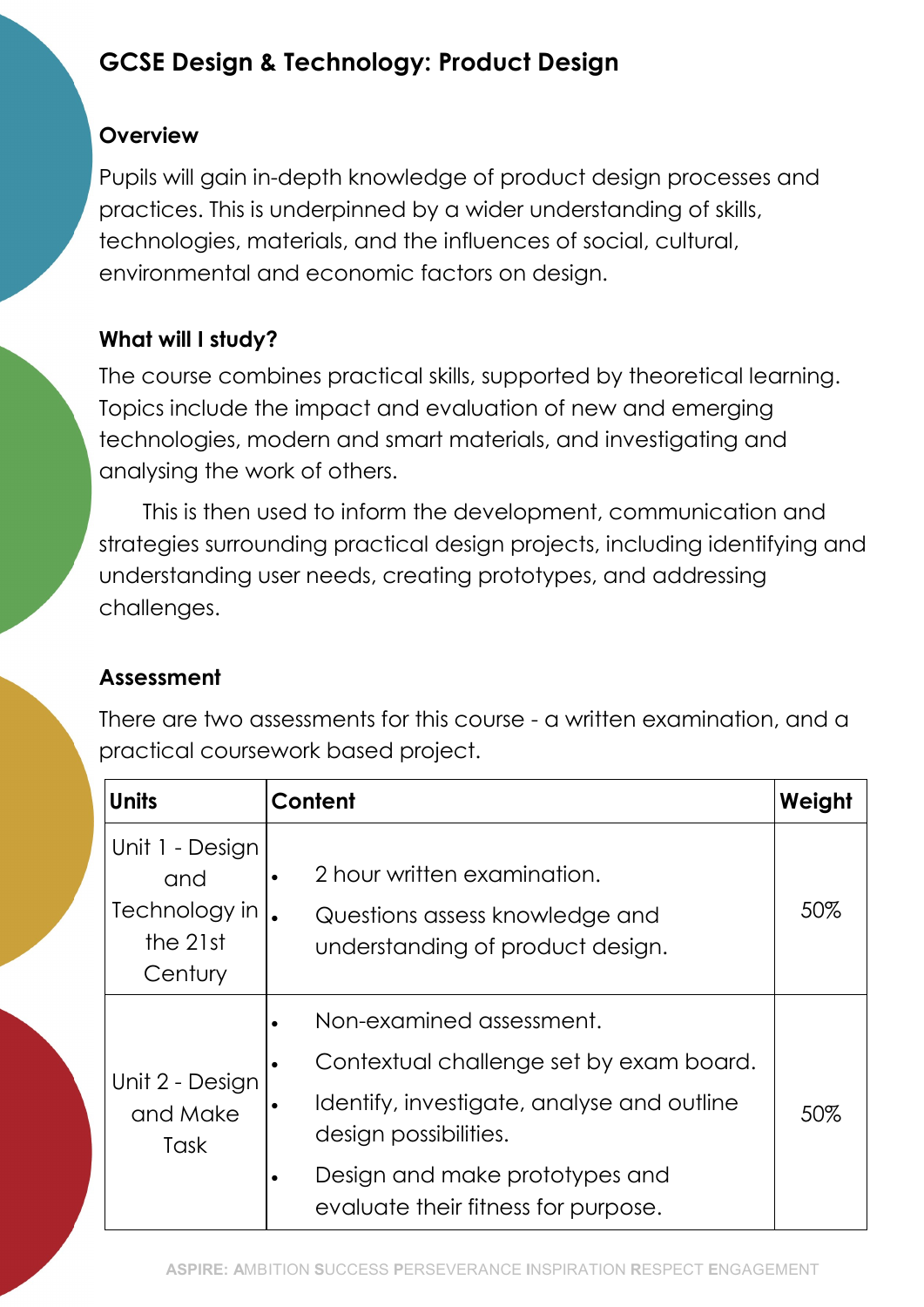# GCSE Design & Technology: Product Design

## Overview

Pupils will gain in-depth knowledge of product design processes and practices. This is underpinned by a wider understanding of skills, technologies, materials, and the influences of social, cultural, environmental and economic factors on design.

## What will I study?

The course combines practical skills, supported by theoretical learning. Topics include the impact and evaluation of new and emerging technologies, modern and smart materials, and investigating and analysing the work of others.

This is then used to inform the development, communication and strategies surrounding practical design projects, including identifying and understanding user needs, creating prototypes, and addressing challenges.

## Assessment

There are two assessments for this course - a written examination, and a practical coursework based project.

| Units | Content | Weight |
|---|---|---|
| Unit 1 - Design and Technology in the 21st Century | • 2 hour written examination.<br>• Questions assess knowledge and understanding of product design. | 50% |
| Unit 2 - Design and Make Task | • Non-examined assessment.<br>• Contextual challenge set by exam board.<br>• Identify, investigate, analyse and outline design possibilities.<br>• Design and make prototypes and evaluate their fitness for purpose. | 50% |

ASPIRE: AMBITION SUCCESS PERSEVERANCE INSPIRATION RESPECT ENGAGEMENT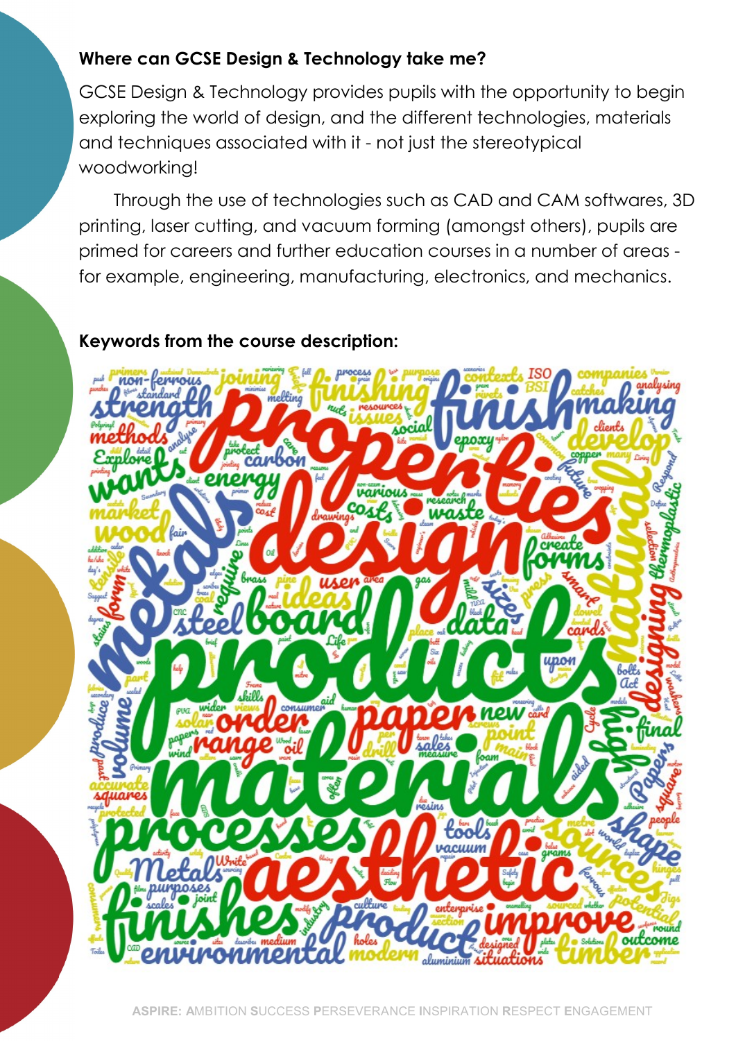### Where can GCSE Design & Technology take me?

GCSE Design & Technology provides pupils with the opportunity to begin exploring the world of design, and the different technologies, materials and techniques associated with it - not just the stereotypical woodworking!

Through the use of technologies such as CAD and CAM softwares, 3D printing, laser cutting, and vacuum forming (amongst others), pupils are primed for careers and further education courses in a number of areas - for example, engineering, manufacturing, electronics, and mechanics.

### Keywords from the course description: